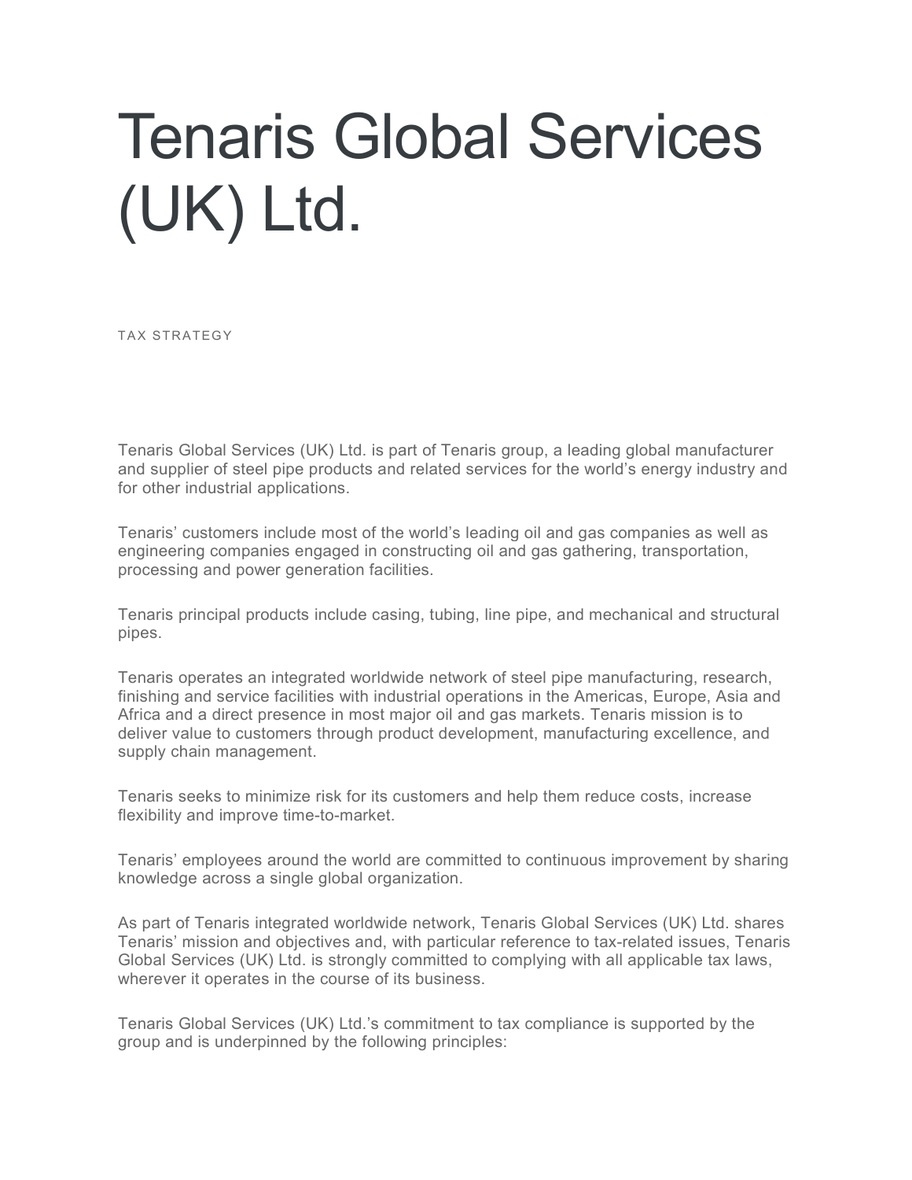# Tenaris Global Services (UK) Ltd.

TAX STRATEGY

Tenaris Global Services (UK) Ltd. is part of Tenaris group, a leading global manufacturer and supplier of steel pipe products and related services for the world's energy industry and for other industrial applications.

Tenaris' customers include most of the world's leading oil and gas companies as well as engineering companies engaged in constructing oil and gas gathering, transportation, processing and power generation facilities.

Tenaris principal products include casing, tubing, line pipe, and mechanical and structural pipes.

Tenaris operates an integrated worldwide network of steel pipe manufacturing, research, finishing and service facilities with industrial operations in the Americas, Europe, Asia and Africa and a direct presence in most major oil and gas markets. Tenaris mission is to deliver value to customers through product development, manufacturing excellence, and supply chain management.

Tenaris seeks to minimize risk for its customers and help them reduce costs, increase flexibility and improve time-to-market.

Tenaris' employees around the world are committed to continuous improvement by sharing knowledge across a single global organization.

As part of Tenaris integrated worldwide network, Tenaris Global Services (UK) Ltd. shares Tenaris' mission and objectives and, with particular reference to tax-related issues, Tenaris Global Services (UK) Ltd. is strongly committed to complying with all applicable tax laws, wherever it operates in the course of its business.

Tenaris Global Services (UK) Ltd.'s commitment to tax compliance is supported by the group and is underpinned by the following principles: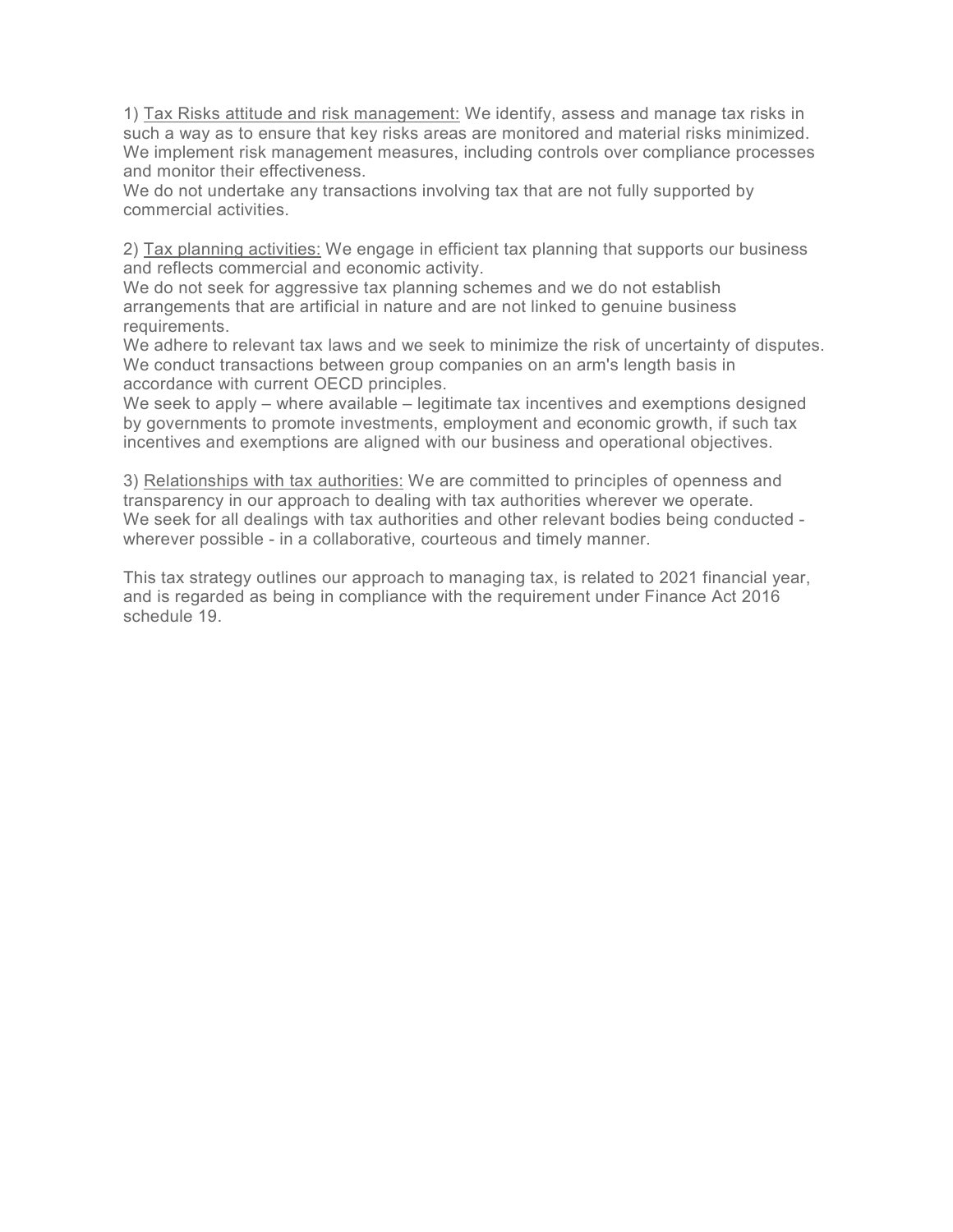1) <u>Tax Risks attitude and risk management:</u> We identify, assess and manage tax risks in such a way as to ensure that key risks areas are monitored and material risks minimized. We implement risk management measures, including controls over compliance processes and monitor their effectiveness.
We do not undertake any transactions involving tax that are not fully supported by commercial activities.

2) <u>Tax planning activities:</u> We engage in efficient tax planning that supports our business and reflects commercial and economic activity.
We do not seek for aggressive tax planning schemes and we do not establish arrangements that are artificial in nature and are not linked to genuine business requirements.
We adhere to relevant tax laws and we seek to minimize the risk of uncertainty of disputes.
We conduct transactions between group companies on an arm's length basis in accordance with current OECD principles.
We seek to apply – where available – legitimate tax incentives and exemptions designed by governments to promote investments, employment and economic growth, if such tax incentives and exemptions are aligned with our business and operational objectives.

3) <u>Relationships with tax authorities:</u> We are committed to principles of openness and transparency in our approach to dealing with tax authorities wherever we operate.
We seek for all dealings with tax authorities and other relevant bodies being conducted - wherever possible - in a collaborative, courteous and timely manner.

This tax strategy outlines our approach to managing tax, is related to 2021 financial year, and is regarded as being in compliance with the requirement under Finance Act 2016 schedule 19.